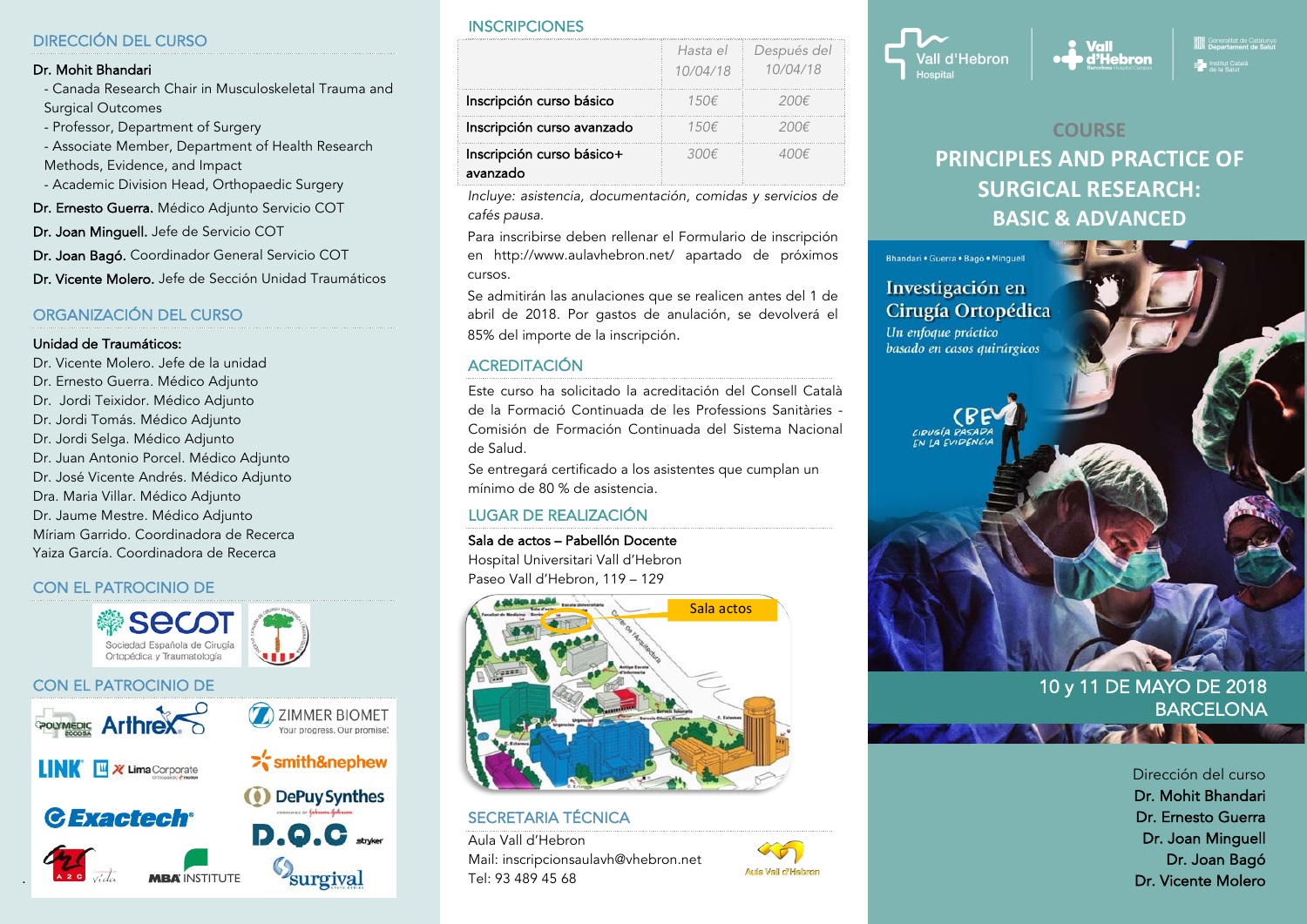## DIRECCIÓN DEL CURSO

**Dr. Mohit Bhandari**

- Canada Research Chair in Musculoskeletal Trauma and Surgical Outcomes
- Professor, Department of Surgery
- Associate Member, Department of Health Research Methods, Evidence, and Impact
- Academic Division Head, Orthopaedic Surgery

**Dr. Ernesto Guerra.** Médico Adjunto Servicio COT

**Dr. Joan Minguell.** Jefe de Servicio COT

**Dr. Joan Bagó.** Coordinador General Servicio COT

**Dr. Vicente Molero.** Jefe de Sección Unidad Traumáticos

## ORGANIZACIÓN DEL CURSO

**Unidad de Traumáticos:**

Dr. Vicente Molero. Jefe de la unidad
Dr. Ernesto Guerra. Médico Adjunto
Dr. Jordi Teixidor. Médico Adjunto
Dr. Jordi Tomás. Médico Adjunto
Dr. Jordi Selga. Médico Adjunto
Dr. Juan Antonio Porcel. Médico Adjunto
Dr. José Vicente Andrés. Médico Adjunto
Dra. Maria Villar. Médico Adjunto
Dr. Jaume Mestre. Médico Adjunto
Míriam Garrido. Coordinadora de Recerca
Yaiza García. Coordinadora de Recerca

## CON EL PATROCINIO DE

SECOT – Sociedad Española de Cirugía Ortopédica y Traumatología

## CON EL PATROCINIO DE

Polymedic, Arthrex, Zimmer Biomet, LINK, Lima Corporate, smith&nephew, DePuy Synthes, Exactech, D.O.C, Stryker, A2C, MBA Institute, Surgival

## INSCRIPCIONES

| | *Hasta el 10/04/18* | *Después del 10/04/18* |
|---|---|---|
| Inscripción curso básico | *150€* | *200€* |
| Inscripción curso avanzado | *150€* | *200€* |
| Inscripción curso básico+ avanzado | *300€* | *400€* |

*Incluye: asistencia, documentación, comidas y servicios de cafés pausa.*

Para inscribirse deben rellenar el Formulario de inscripción en http://www.aulavhebron.net/ apartado de próximos cursos.

Se admitirán las anulaciones que se realicen antes del 1 de abril de 2018. Por gastos de anulación, se devolverá el 85% del importe de la inscripción.

## ACREDITACIÓN

Este curso ha solicitado la acreditación del Consell Català de la Formació Continuada de les Professions Sanitàries - Comisión de Formación Continuada del Sistema Nacional de Salud.

Se entregará certificado a los asistentes que cumplan un mínimo de 80 % de asistencia.

## LUGAR DE REALIZACIÓN

**Sala de actos – Pabellón Docente**
Hospital Universitari Vall d'Hebron
Paseo Vall d'Hebron, 119 – 129

Sala actos

## SECRETARIA TÉCNICA

Aula Vall d'Hebron
Mail: inscripcionsaulavh@vhebron.net
Tel: 93 489 45 68

Aula Vall d'Hebron

Vall d'Hebron Hospital

# COURSE
# PRINCIPLES AND PRACTICE OF SURGICAL RESEARCH: BASIC & ADVANCED

Bhandari • Guerra • Bagó • Minguell

**Investigación en Cirugía Ortopédica**
*Un enfoque práctico basado en casos quirúrgicos*

CBE – Cirugía basada en la evidencia

**10 y 11 DE MAYO DE 2018**
**BARCELONA**

Dirección del curso
**Dr. Mohit Bhandari**
**Dr. Ernesto Guerra**
**Dr. Joan Minguell**
**Dr. Joan Bagó**
**Dr. Vicente Molero**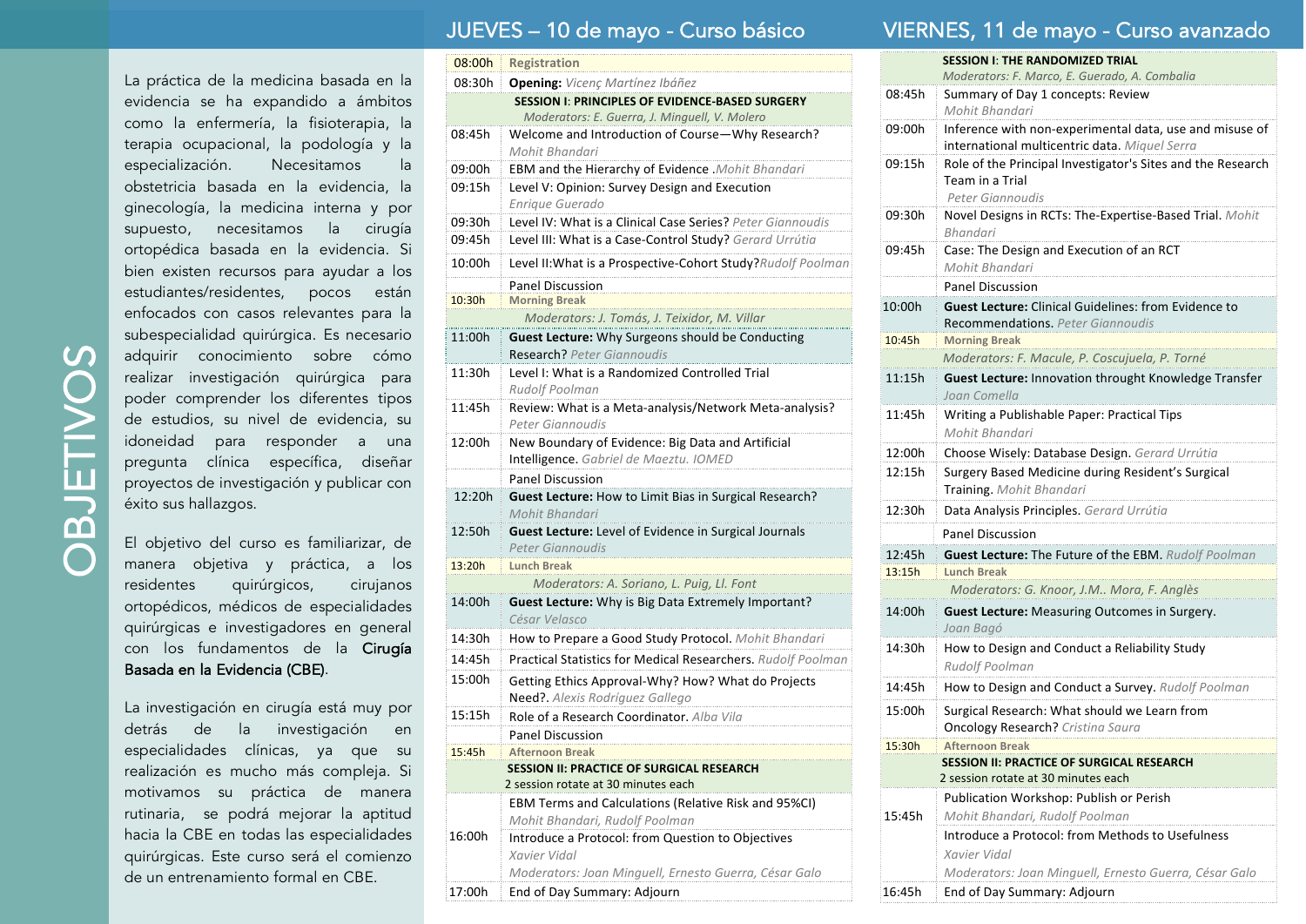# OBJETIVOS

La práctica de la medicina basada en la evidencia se ha expandido a ámbitos como la enfermería, la fisioterapia, la terapia ocupacional, la podología y la especialización. Necesitamos la obstetricia basada en la evidencia, la ginecología, la medicina interna y por supuesto, necesitamos la cirugía ortopédica basada en la evidencia. Si bien existen recursos para ayudar a los estudiantes/residentes, pocos están enfocados con casos relevantes para la subespecialidad quirúrgica. Es necesario adquirir conocimiento sobre cómo realizar investigación quirúrgica para poder comprender los diferentes tipos de estudios, su nivel de evidencia, su idoneidad para responder a una pregunta clínica específica, diseñar proyectos de investigación y publicar con éxito sus hallazgos.

El objetivo del curso es familiarizar, de manera objetiva y práctica, a los residentes quirúrgicos, cirujanos ortopédicos, médicos de especialidades quirúrgicas e investigadores en general con los fundamentos de la **Cirugía Basada en la Evidencia (CBE)**.

La investigación en cirugía está muy por detrás de la investigación en especialidades clínicas, ya que su realización es mucho más compleja. Si motivamos su práctica de manera rutinaria, se podrá mejorar la aptitud hacia la CBE en todas las especialidades quirúrgicas. Este curso será el comienzo de un entrenamiento formal en CBE.

## JUEVES – 10 de mayo - Curso básico

| | |
|---|---|
| 08:00h | Registration |
| 08:30h | **Opening:** *Vicenç Martínez Ibáñez* |
| | **SESSION I: PRINCIPLES OF EVIDENCE-BASED SURGERY** *Moderators: E. Guerra, J. Minguell, V. Molero* |
| 08:45h | Welcome and Introduction of Course—Why Research? *Mohit Bhandari* |
| 09:00h | EBM and the Hierarchy of Evidence .*Mohit Bhandari* |
| 09:15h | Level V: Opinion: Survey Design and Execution *Enrique Guerado* |
| 09:30h | Level IV: What is a Clinical Case Series? *Peter Giannoudis* |
| 09:45h | Level III: What is a Case-Control Study? *Gerard Urrútia* |
| 10:00h | Level II:What is a Prospective-Cohort Study?*Rudolf Poolman* |
| | Panel Discussion |
| 10:30h | Morning Break |
| | *Moderators: J. Tomás, J. Teixidor, M. Villar* |
| 11:00h | **Guest Lecture:** Why Surgeons should be Conducting Research? *Peter Giannoudis* |
| 11:30h | Level I: What is a Randomized Controlled Trial *Rudolf Poolman* |
| 11:45h | Review: What is a Meta-analysis/Network Meta-analysis? *Peter Giannoudis* |
| 12:00h | New Boundary of Evidence: Big Data and Artificial Intelligence. *Gabriel de Maeztu. IOMED* |
| | Panel Discussion |
| 12:20h | **Guest Lecture:** How to Limit Bias in Surgical Research? *Mohit Bhandari* |
| 12:50h | **Guest Lecture:** Level of Evidence in Surgical Journals *Peter Giannoudis* |
| 13:20h | Lunch Break |
| | *Moderators: A. Soriano, L. Puig, Ll. Font* |
| 14:00h | **Guest Lecture:** Why is Big Data Extremely Important? *César Velasco* |
| 14:30h | How to Prepare a Good Study Protocol. *Mohit Bhandari* |
| 14:45h | Practical Statistics for Medical Researchers. *Rudolf Poolman* |
| 15:00h | Getting Ethics Approval-Why? How? What do Projects Need?. *Alexis Rodríguez Gallego* |
| 15:15h | Role of a Research Coordinator. *Alba Vila* |
| | Panel Discussion |
| 15:45h | Afternoon Break |
| | **SESSION II: PRACTICE OF SURGICAL RESEARCH** 2 session rotate at 30 minutes each |
| 16:00h | EBM Terms and Calculations (Relative Risk and 95%CI) *Mohit Bhandari, Rudolf Poolman*<br>Introduce a Protocol: from Question to Objectives *Xavier Vidal*<br>*Moderators: Joan Minguell, Ernesto Guerra, César Galo* |
| 17:00h | End of Day Summary: Adjourn |

## VIERNES, 11 de mayo - Curso avanzado

| | |
|---|---|
| | **SESSION I: THE RANDOMIZED TRIAL** *Moderators: F. Marco, E. Guerado, A. Combalia* |
| 08:45h | Summary of Day 1 concepts: Review *Mohit Bhandari* |
| 09:00h | Inference with non-experimental data, use and misuse of international multicentric data. *Miquel Serra* |
| 09:15h | Role of the Principal Investigator's Sites and the Research Team in a Trial *Peter Giannoudis* |
| 09:30h | Novel Designs in RCTs: The-Expertise-Based Trial. *Mohit Bhandari* |
| 09:45h | Case: The Design and Execution of an RCT *Mohit Bhandari* |
| | Panel Discussion |
| 10:00h | **Guest Lecture:** Clinical Guidelines: from Evidence to Recommendations. *Peter Giannoudis* |
| 10:45h | Morning Break |
| | *Moderators: F. Macule, P. Coscujuela, P. Torné* |
| 11:15h | **Guest Lecture:** Innovation throught Knowledge Transfer *Joan Comella* |
| 11:45h | Writing a Publishable Paper: Practical Tips *Mohit Bhandari* |
| 12:00h | Choose Wisely: Database Design. *Gerard Urrútia* |
| 12:15h | Surgery Based Medicine during Resident's Surgical Training. *Mohit Bhandari* |
| 12:30h | Data Analysis Principles. *Gerard Urrútia* |
| | Panel Discussion |
| 12:45h | **Guest Lecture:** The Future of the EBM. *Rudolf Poolman* |
| 13:15h | Lunch Break |
| | *Moderators: G. Knoor, J.M.. Mora, F. Anglès* |
| 14:00h | **Guest Lecture:** Measuring Outcomes in Surgery. *Joan Bagó* |
| 14:30h | How to Design and Conduct a Reliability Study *Rudolf Poolman* |
| 14:45h | How to Design and Conduct a Survey. *Rudolf Poolman* |
| 15:00h | Surgical Research: What should we Learn from Oncology Research? *Cristina Saura* |
| 15:30h | Afternoon Break |
| | **SESSION II: PRACTICE OF SURGICAL RESEARCH** 2 session rotate at 30 minutes each |
| 15:45h | Publication Workshop: Publish or Perish *Mohit Bhandari, Rudolf Poolman*<br>Introduce a Protocol: from Methods to Usefulness *Xavier Vidal*<br>*Moderators: Joan Minguell, Ernesto Guerra, César Galo* |
| 16:45h | End of Day Summary: Adjourn |